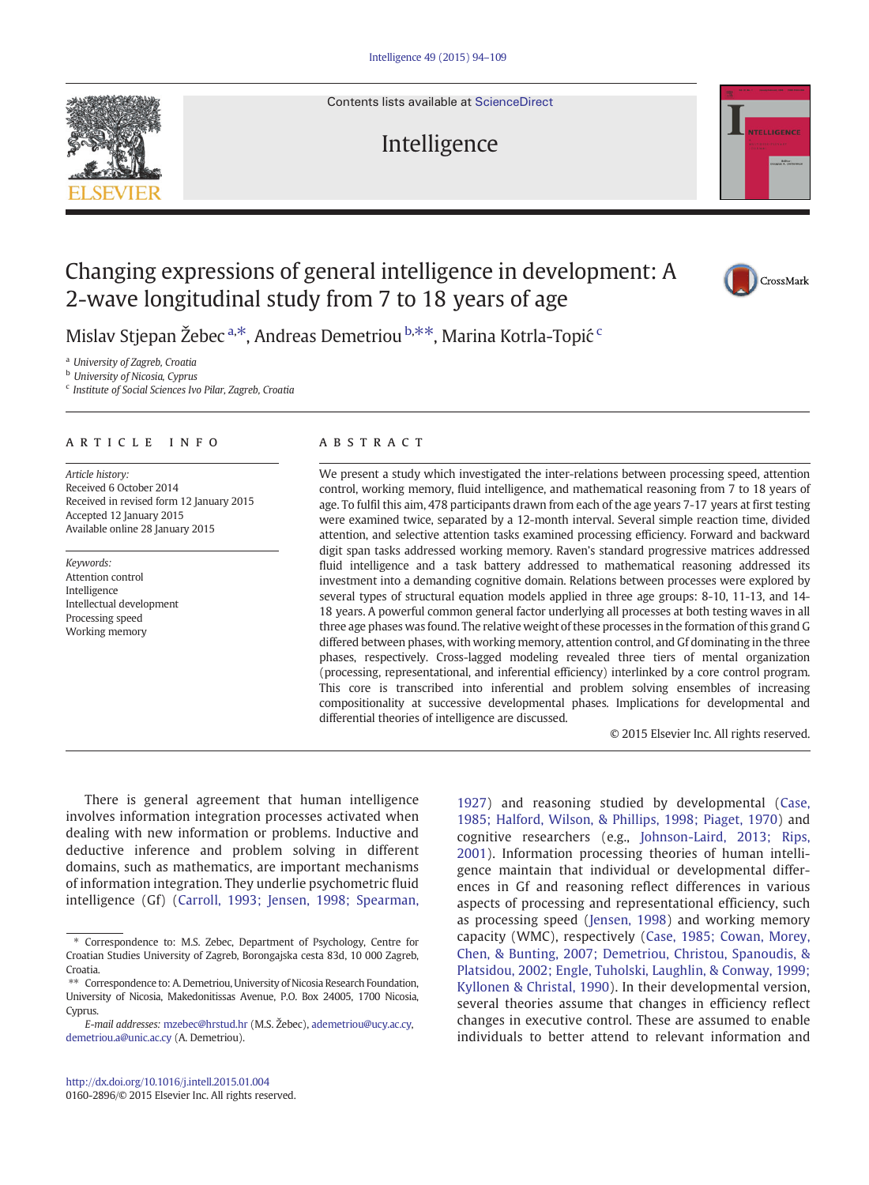# Changing expressions of general intelligence in development: A 2-wave longitudinal study from 7 to 18 years of age

Mislav Stjepan Žebec [a,*], Andreas Demetriou [b,**], Marina Kotrla-Topić [c]

[a] University of Zagreb, Croatia
[b] University of Nicosia, Cyprus
[c] Institute of Social Sciences Ivo Pilar, Zagreb, Croatia

## ARTICLE INFO

*Article history:*
Received 6 October 2014
Received in revised form 12 January 2015
Accepted 12 January 2015
Available online 28 January 2015

*Keywords:*
Attention control
Intelligence
Intellectual development
Processing speed
Working memory

## ABSTRACT

We present a study which investigated the inter-relations between processing speed, attention control, working memory, fluid intelligence, and mathematical reasoning from 7 to 18 years of age. To fulfil this aim, 478 participants drawn from each of the age years 7-17 years at first testing were examined twice, separated by a 12-month interval. Several simple reaction time, divided attention, and selective attention tasks examined processing efficiency. Forward and backward digit span tasks addressed working memory. Raven's standard progressive matrices addressed fluid intelligence and a task battery addressed to mathematical reasoning addressed its investment into a demanding cognitive domain. Relations between processes were explored by several types of structural equation models applied in three age groups: 8-10, 11-13, and 14-18 years. A powerful common general factor underlying all processes at both testing waves in all three age phases was found. The relative weight of these processes in the formation of this grand G differed between phases, with working memory, attention control, and Gf dominating in the three phases, respectively. Cross-lagged modeling revealed three tiers of mental organization (processing, representational, and inferential efficiency) interlinked by a core control program. This core is transcribed into inferential and problem solving ensembles of increasing compositionality at successive developmental phases. Implications for developmental and differential theories of intelligence are discussed.

© 2015 Elsevier Inc. All rights reserved.

There is general agreement that human intelligence involves information integration processes activated when dealing with new information or problems. Inductive and deductive inference and problem solving in different domains, such as mathematics, are important mechanisms of information integration. They underlie psychometric fluid intelligence (Gf) (Carroll, 1993; Jensen, 1998; Spearman, 1927) and reasoning studied by developmental (Case, 1985; Halford, Wilson, & Phillips, 1998; Piaget, 1970) and cognitive researchers (e.g., Johnson-Laird, 2013; Rips, 2001). Information processing theories of human intelligence maintain that individual or developmental differences in Gf and reasoning reflect differences in various aspects of processing and representational efficiency, such as processing speed (Jensen, 1998) and working memory capacity (WMC), respectively (Case, 1985; Cowan, Morey, Chen, & Bunting, 2007; Demetriou, Christou, Spanoudis, & Platsidou, 2002; Engle, Tuholski, Laughlin, & Conway, 1999; Kyllonen & Christal, 1990). In their developmental version, several theories assume that changes in efficiency reflect changes in executive control. These are assumed to enable individuals to better attend to relevant information and

* Correspondence to: M.S. Zebec, Department of Psychology, Centre for Croatian Studies University of Zagreb, Borongajska cesta 83d, 10 000 Zagreb, Croatia.
** Correspondence to: A. Demetriou, University of Nicosia Research Foundation, University of Nicosia, Makedonitissas Avenue, P.O. Box 24005, 1700 Nicosia, Cyprus.
*E-mail addresses:* mzebec@hrstud.hr (M.S. Žebec), ademetriou@ucy.ac.cy, demetriou.a@unic.ac.cy (A. Demetriou).

http://dx.doi.org/10.1016/j.intell.2015.01.004
0160-2896/© 2015 Elsevier Inc. All rights reserved.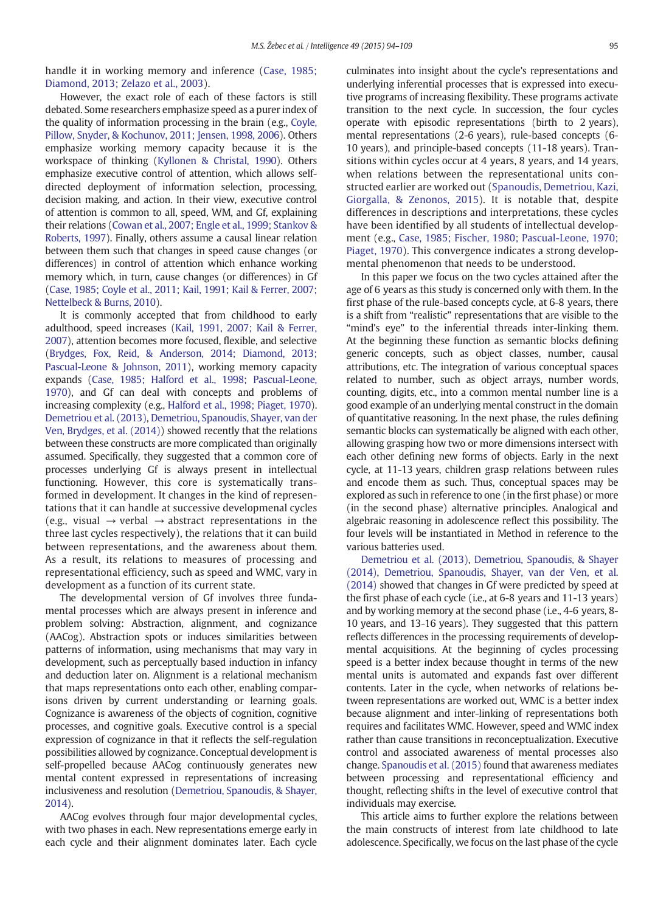handle it in working memory and inference (Case, 1985; Diamond, 2013; Zelazo et al., 2003).

However, the exact role of each of these factors is still debated. Some researchers emphasize speed as a purer index of the quality of information processing in the brain (e.g., Coyle, Pillow, Snyder, & Kochunov, 2011; Jensen, 1998, 2006). Others emphasize working memory capacity because it is the workspace of thinking (Kyllonen & Christal, 1990). Others emphasize executive control of attention, which allows self-directed deployment of information selection, processing, decision making, and action. In their view, executive control of attention is common to all, speed, WM, and Gf, explaining their relations (Cowan et al., 2007; Engle et al., 1999; Stankov & Roberts, 1997). Finally, others assume a causal linear relation between them such that changes in speed cause changes (or differences) in control of attention which enhance working memory which, in turn, cause changes (or differences) in Gf (Case, 1985; Coyle et al., 2011; Kail, 1991; Kail & Ferrer, 2007; Nettelbeck & Burns, 2010).

It is commonly accepted that from childhood to early adulthood, speed increases (Kail, 1991, 2007; Kail & Ferrer, 2007), attention becomes more focused, flexible, and selective (Brydges, Fox, Reid, & Anderson, 2014; Diamond, 2013; Pascual-Leone & Johnson, 2011), working memory capacity expands (Case, 1985; Halford et al., 1998; Pascual-Leone, 1970), and Gf can deal with concepts and problems of increasing complexity (e.g., Halford et al., 1998; Piaget, 1970). Demetriou et al. (2013), Demetriou, Spanoudis, Shayer, van der Ven, Brydges, et al. (2014)) showed recently that the relations between these constructs are more complicated than originally assumed. Specifically, they suggested that a common core of processes underlying Gf is always present in intellectual functioning. However, this core is systematically transformed in development. It changes in the kind of representations that it can handle at successive developmenal cycles (e.g., visual → verbal → abstract representations in the three last cycles respectively), the relations that it can build between representations, and the awareness about them. As a result, its relations to measures of processing and representational efficiency, such as speed and WMC, vary in development as a function of its current state.

The developmental version of Gf involves three fundamental processes which are always present in inference and problem solving: Abstraction, alignment, and cognizance (AACog). Abstraction spots or induces similarities between patterns of information, using mechanisms that may vary in development, such as perceptually based induction in infancy and deduction later on. Alignment is a relational mechanism that maps representations onto each other, enabling comparisons driven by current understanding or learning goals. Cognizance is awareness of the objects of cognition, cognitive processes, and cognitive goals. Executive control is a special expression of cognizance in that it reflects the self-regulation possibilities allowed by cognizance. Conceptual development is self-propelled because AACog continuously generates new mental content expressed in representations of increasing inclusiveness and resolution (Demetriou, Spanoudis, & Shayer, 2014).

AACog evolves through four major developmental cycles, with two phases in each. New representations emerge early in each cycle and their alignment dominates later. Each cycle culminates into insight about the cycle's representations and underlying inferential processes that is expressed into executive programs of increasing flexibility. These programs activate transition to the next cycle. In succession, the four cycles operate with episodic representations (birth to 2 years), mental representations (2-6 years), rule-based concepts (6-10 years), and principle-based concepts (11-18 years). Transitions within cycles occur at 4 years, 8 years, and 14 years, when relations between the representational units constructed earlier are worked out (Spanoudis, Demetriou, Kazi, Giorgalla, & Zenonos, 2015). It is notable that, despite differences in descriptions and interpretations, these cycles have been identified by all students of intellectual development (e.g., Case, 1985; Fischer, 1980; Pascual-Leone, 1970; Piaget, 1970). This convergence indicates a strong developmental phenomenon that needs to be understood.

In this paper we focus on the two cycles attained after the age of 6 years as this study is concerned only with them. In the first phase of the rule-based concepts cycle, at 6-8 years, there is a shift from "realistic" representations that are visible to the "mind's eye" to the inferential threads inter-linking them. At the beginning these function as semantic blocks defining generic concepts, such as object classes, number, causal attributions, etc. The integration of various conceptual spaces related to number, such as object arrays, number words, counting, digits, etc., into a common mental number line is a good example of an underlying mental construct in the domain of quantitative reasoning. In the next phase, the rules defining semantic blocks can systematically be aligned with each other, allowing grasping how two or more dimensions intersect with each other defining new forms of objects. Early in the next cycle, at 11-13 years, children grasp relations between rules and encode them as such. Thus, conceptual spaces may be explored as such in reference to one (in the first phase) or more (in the second phase) alternative principles. Analogical and algebraic reasoning in adolescence reflect this possibility. The four levels will be instantiated in Method in reference to the various batteries used.

Demetriou et al. (2013), Demetriou, Spanoudis, & Shayer (2014), Demetriou, Spanoudis, Shayer, van der Ven, et al. (2014) showed that changes in Gf were predicted by speed at the first phase of each cycle (i.e., at 6-8 years and 11-13 years) and by working memory at the second phase (i.e., 4-6 years, 8-10 years, and 13-16 years). They suggested that this pattern reflects differences in the processing requirements of developmental acquisitions. At the beginning of cycles processing speed is a better index because thought in terms of the new mental units is automated and expands fast over different contents. Later in the cycle, when networks of relations between representations are worked out, WMC is a better index because alignment and inter-linking of representations both requires and facilitates WMC. However, speed and WMC index rather than cause transitions in reconceptualization. Executive control and associated awareness of mental processes also change. Spanoudis et al. (2015) found that awareness mediates between processing and representational efficiency and thought, reflecting shifts in the level of executive control that individuals may exercise.

This article aims to further explore the relations between the main constructs of interest from late childhood to late adolescence. Specifically, we focus on the last phase of the cycle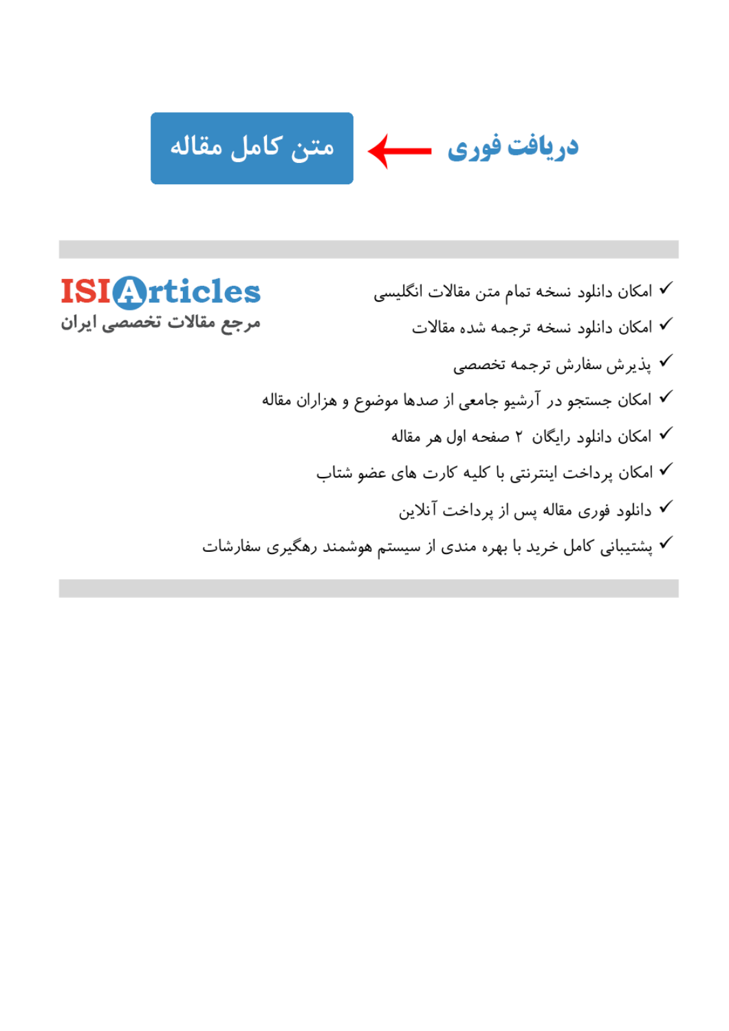دریافت فوری ← متن کامل مقاله

**ISIArticles**
مرجع مقالات تخصصی ایران

- ✓ امکان دانلود نسخه تمام متن مقالات انگلیسی
- ✓ امکان دانلود نسخه ترجمه شده مقالات
- ✓ پذیرش سفارش ترجمه تخصصی
- ✓ امکان جستجو در آرشیو جامعی از صدها موضوع و هزاران مقاله
- ✓ امکان دانلود رایگان ۲ صفحه اول هر مقاله
- ✓ امکان پرداخت اینترنتی با کلیه کارت های عضو شتاب
- ✓ دانلود فوری مقاله پس از پرداخت آنلاین
- ✓ پشتیبانی کامل خرید با بهره مندی از سیستم هوشمند رهگیری سفارشات